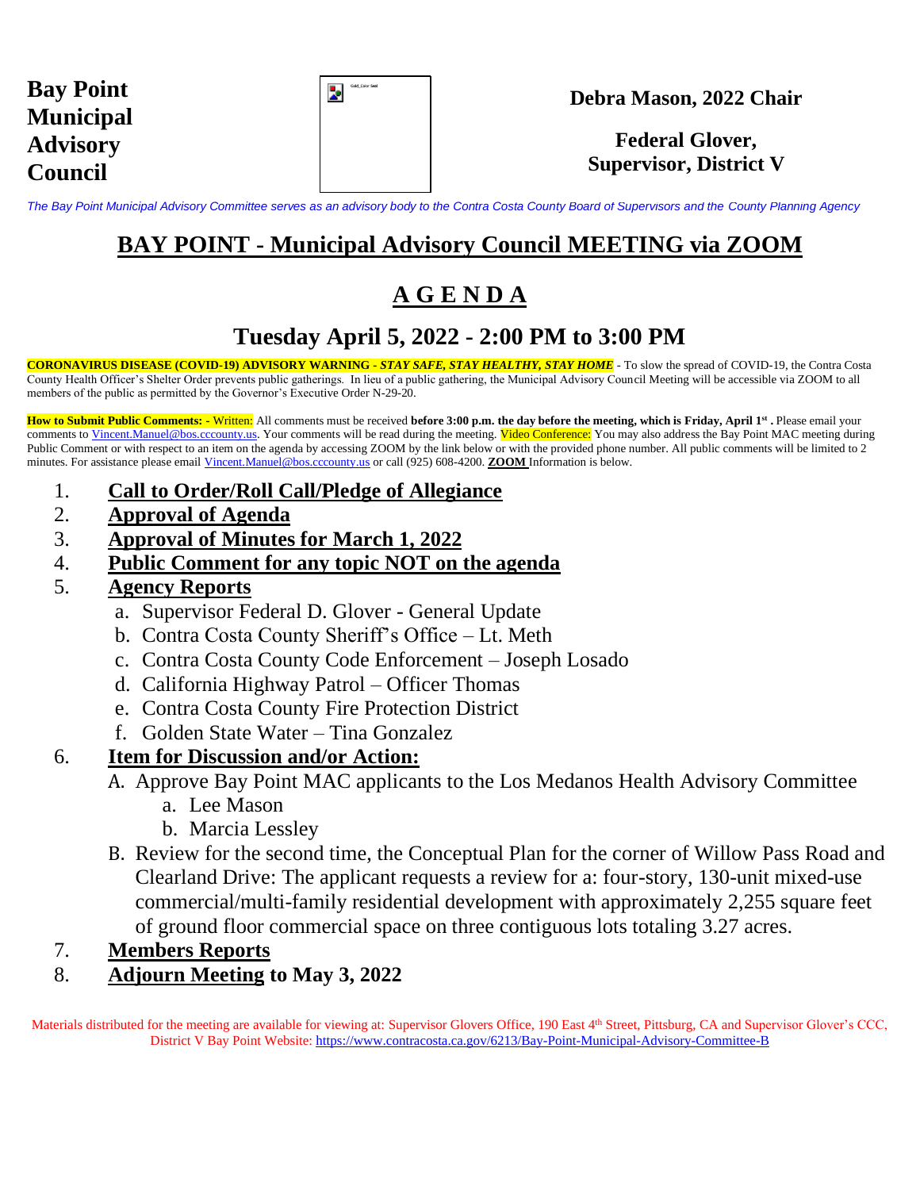**Bay Point Municipal Advisory Council**

**Debra Mason, 2022 Chair**

**Federal Glover, Supervisor, District V**

*The Bay Point Municipal Advisory Committee serves as an advisory body to the Contra Costa County Board of Supervisors and the County Planning Agency*

# BAY POINT - Municipal Advisory Council MEETING via ZOOM

## A G E N D A

## Tuesday April 5, 2022 - 2:00 PM to 3:00 PM

**CORONAVIRUS DISEASE (COVID-19) ADVISORY WARNING - *STAY SAFE, STAY HEALTHY, STAY HOME*** - To slow the spread of COVID-19, the Contra Costa County Health Officer's Shelter Order prevents public gatherings. In lieu of a public gathering, the Municipal Advisory Council Meeting will be accessible via ZOOM to all members of the public as permitted by the Governor's Executive Order N-29-20.

**How to Submit Public Comments: -** Written: All comments must be received **before 3:00 p.m. the day before the meeting, which is Friday, April 1st .** Please email your comments to Vincent.Manuel@bos.cccounty.us. Your comments will be read during the meeting. Video Conference: You may also address the Bay Point MAC meeting during Public Comment or with respect to an item on the agenda by accessing ZOOM by the link below or with the provided phone number. All public comments will be limited to 2 minutes. For assistance please email Vincent.Manuel@bos.cccounty.us or call (925) 608-4200. **ZOOM** Information is below.

1. **Call to Order/Roll Call/Pledge of Allegiance**
2. **Approval of Agenda**
3. **Approval of Minutes for March 1, 2022**
4. **Public Comment for any topic NOT on the agenda**
5. **Agency Reports**
   a. Supervisor Federal D. Glover - General Update
   b. Contra Costa County Sheriff's Office – Lt. Meth
   c. Contra Costa County Code Enforcement – Joseph Losado
   d. California Highway Patrol – Officer Thomas
   e. Contra Costa County Fire Protection District
   f. Golden State Water – Tina Gonzalez
6. **Item for Discussion and/or Action:**
   A. Approve Bay Point MAC applicants to the Los Medanos Health Advisory Committee
      a. Lee Mason
      b. Marcia Lessley
   B. Review for the second time, the Conceptual Plan for the corner of Willow Pass Road and Clearland Drive: The applicant requests a review for a: four-story, 130-unit mixed-use commercial/multi-family residential development with approximately 2,255 square feet of ground floor commercial space on three contiguous lots totaling 3.27 acres.
7. **Members Reports**
8. **Adjourn Meeting to May 3, 2022**

Materials distributed for the meeting are available for viewing at: Supervisor Glovers Office, 190 East 4th Street, Pittsburg, CA and Supervisor Glover's CCC, District V Bay Point Website: https://www.contracosta.ca.gov/6213/Bay-Point-Municipal-Advisory-Committee-B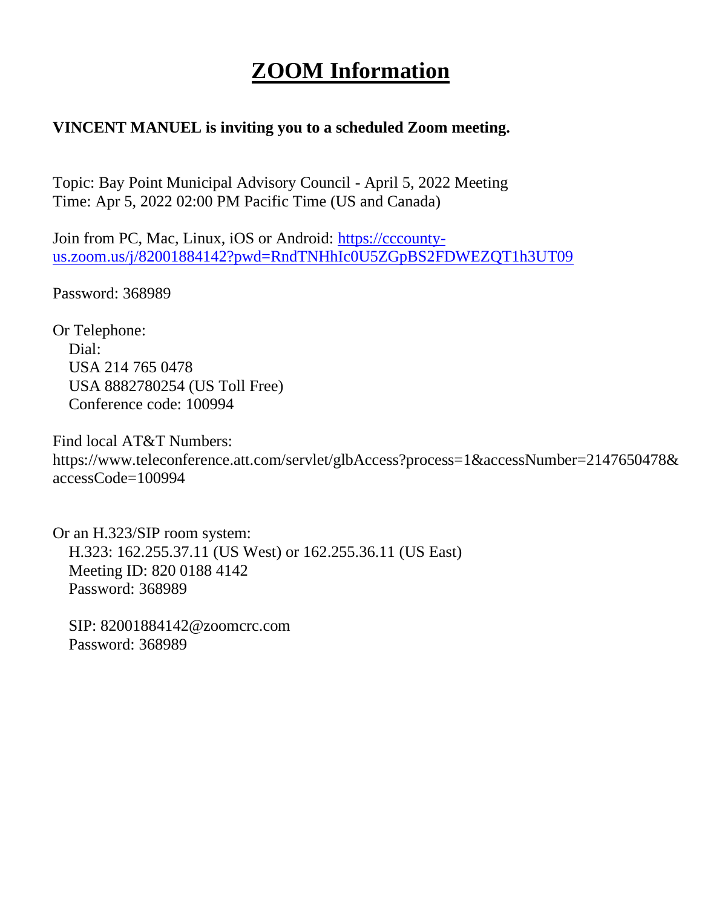# ZOOM Information

**VINCENT MANUEL is inviting you to a scheduled Zoom meeting.**

Topic: Bay Point Municipal Advisory Council - April 5, 2022 Meeting
Time: Apr 5, 2022 02:00 PM Pacific Time (US and Canada)

Join from PC, Mac, Linux, iOS or Android: https://cccounty-us.zoom.us/j/82001884142?pwd=RndTNHhIc0U5ZGpBS2FDWEZQT1h3UT09

Password: 368989

Or Telephone:
Dial:
USA 214 765 0478
USA 8882780254 (US Toll Free)
Conference code: 100994

Find local AT&T Numbers:
https://www.teleconference.att.com/servlet/glbAccess?process=1&accessNumber=2147650478&accessCode=100994

Or an H.323/SIP room system:
H.323: 162.255.37.11 (US West) or 162.255.36.11 (US East)
Meeting ID: 820 0188 4142
Password: 368989

SIP: 82001884142@zoomcrc.com
Password: 368989